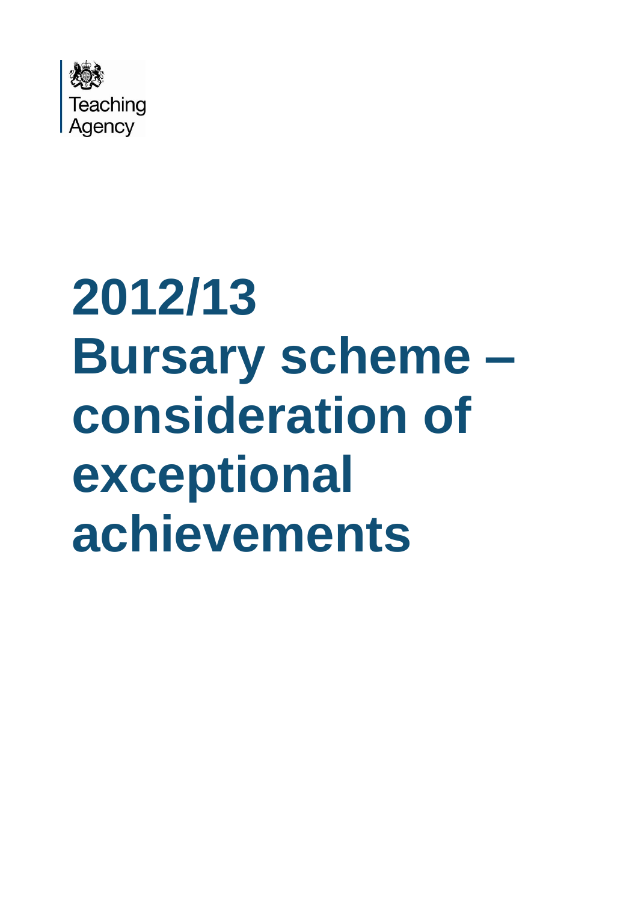Teaching Agency

# 2012/13 Bursary scheme – consideration of exceptional achievements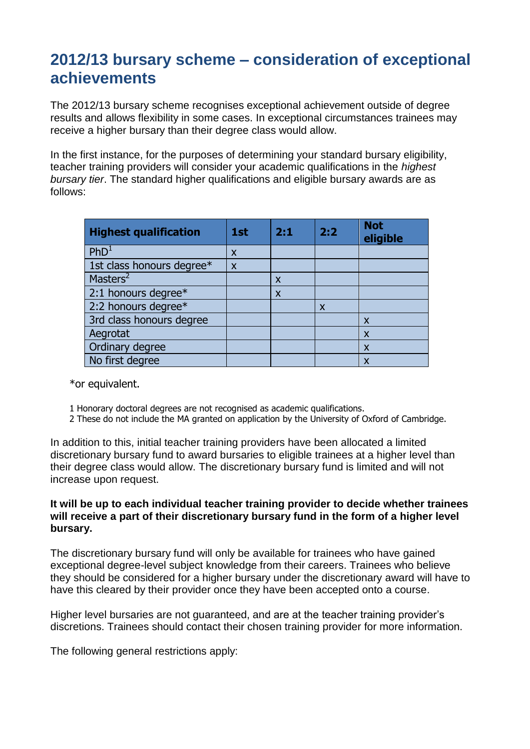## 2012/13 bursary scheme – consideration of exceptional achievements

The 2012/13 bursary scheme recognises exceptional achievement outside of degree results and allows flexibility in some cases. In exceptional circumstances trainees may receive a higher bursary than their degree class would allow.

In the first instance, for the purposes of determining your standard bursary eligibility, teacher training providers will consider your academic qualifications in the *highest bursary tier*. The standard higher qualifications and eligible bursary awards are as follows:

| Highest qualification | 1st | 2:1 | 2:2 | Not eligible |
|---|---|---|---|---|
| PhD[1] | x | | | |
| 1st class honours degree* | x | | | |
| Masters[2] | | x | | |
| 2:1 honours degree* | | x | | |
| 2:2 honours degree* | | | x | |
| 3rd class honours degree | | | | x |
| Aegrotat | | | | x |
| Ordinary degree | | | | x |
| No first degree | | | | x |

*or equivalent.

1 Honorary doctoral degrees are not recognised as academic qualifications.
2 These do not include the MA granted on application by the University of Oxford of Cambridge.

In addition to this, initial teacher training providers have been allocated a limited discretionary bursary fund to award bursaries to eligible trainees at a higher level than their degree class would allow. The discretionary bursary fund is limited and will not increase upon request.

**It will be up to each individual teacher training provider to decide whether trainees will receive a part of their discretionary bursary fund in the form of a higher level bursary.**

The discretionary bursary fund will only be available for trainees who have gained exceptional degree-level subject knowledge from their careers. Trainees who believe they should be considered for a higher bursary under the discretionary award will have to have this cleared by their provider once they have been accepted onto a course.

Higher level bursaries are not guaranteed, and are at the teacher training provider's discretions. Trainees should contact their chosen training provider for more information.

The following general restrictions apply: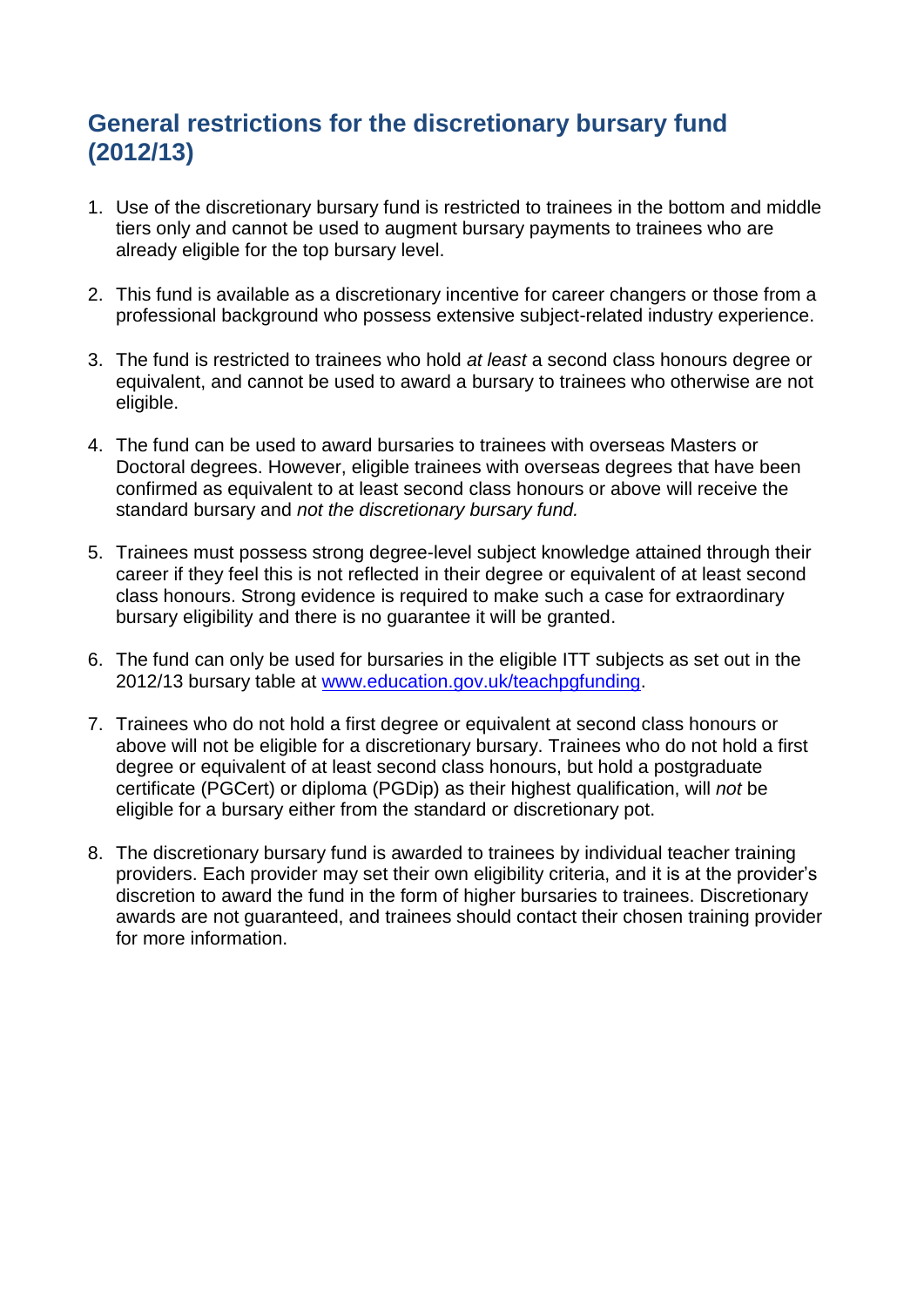## General restrictions for the discretionary bursary fund (2012/13)

1. Use of the discretionary bursary fund is restricted to trainees in the bottom and middle tiers only and cannot be used to augment bursary payments to trainees who are already eligible for the top bursary level.

2. This fund is available as a discretionary incentive for career changers or those from a professional background who possess extensive subject-related industry experience.

3. The fund is restricted to trainees who hold *at least* a second class honours degree or equivalent, and cannot be used to award a bursary to trainees who otherwise are not eligible.

4. The fund can be used to award bursaries to trainees with overseas Masters or Doctoral degrees. However, eligible trainees with overseas degrees that have been confirmed as equivalent to at least second class honours or above will receive the standard bursary and *not the discretionary bursary fund.*

5. Trainees must possess strong degree-level subject knowledge attained through their career if they feel this is not reflected in their degree or equivalent of at least second class honours. Strong evidence is required to make such a case for extraordinary bursary eligibility and there is no guarantee it will be granted.

6. The fund can only be used for bursaries in the eligible ITT subjects as set out in the 2012/13 bursary table at [www.education.gov.uk/teachpgfunding](http://www.education.gov.uk/teachpgfunding).

7. Trainees who do not hold a first degree or equivalent at second class honours or above will not be eligible for a discretionary bursary. Trainees who do not hold a first degree or equivalent of at least second class honours, but hold a postgraduate certificate (PGCert) or diploma (PGDip) as their highest qualification, will *not* be eligible for a bursary either from the standard or discretionary pot.

8. The discretionary bursary fund is awarded to trainees by individual teacher training providers. Each provider may set their own eligibility criteria, and it is at the provider's discretion to award the fund in the form of higher bursaries to trainees. Discretionary awards are not guaranteed, and trainees should contact their chosen training provider for more information.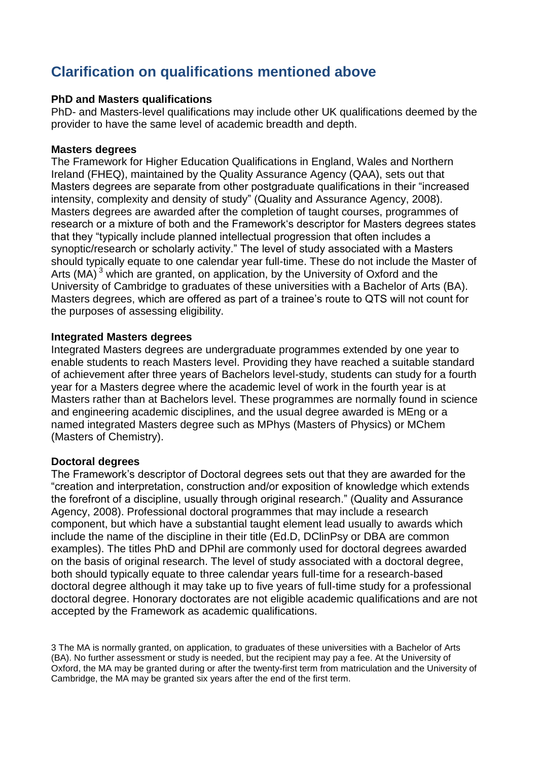## Clarification on qualifications mentioned above

**PhD and Masters qualifications**

PhD- and Masters-level qualifications may include other UK qualifications deemed by the provider to have the same level of academic breadth and depth.

**Masters degrees**

The Framework for Higher Education Qualifications in England, Wales and Northern Ireland (FHEQ), maintained by the Quality Assurance Agency (QAA), sets out that Masters degrees are separate from other postgraduate qualifications in their "increased intensity, complexity and density of study" (Quality and Assurance Agency, 2008). Masters degrees are awarded after the completion of taught courses, programmes of research or a mixture of both and the Framework's descriptor for Masters degrees states that they "typically include planned intellectual progression that often includes a synoptic/research or scholarly activity." The level of study associated with a Masters should typically equate to one calendar year full-time. These do not include the Master of Arts (MA) [3] which are granted, on application, by the University of Oxford and the University of Cambridge to graduates of these universities with a Bachelor of Arts (BA). Masters degrees, which are offered as part of a trainee's route to QTS will not count for the purposes of assessing eligibility.

**Integrated Masters degrees**

Integrated Masters degrees are undergraduate programmes extended by one year to enable students to reach Masters level. Providing they have reached a suitable standard of achievement after three years of Bachelors level-study, students can study for a fourth year for a Masters degree where the academic level of work in the fourth year is at Masters rather than at Bachelors level. These programmes are normally found in science and engineering academic disciplines, and the usual degree awarded is MEng or a named integrated Masters degree such as MPhys (Masters of Physics) or MChem (Masters of Chemistry).

**Doctoral degrees**

The Framework's descriptor of Doctoral degrees sets out that they are awarded for the "creation and interpretation, construction and/or exposition of knowledge which extends the forefront of a discipline, usually through original research." (Quality Assurance Agency, 2008). Professional doctoral programmes that may include a research component, but which have a substantial taught element lead usually to awards which include the name of the discipline in their title (Ed.D, DClinPsy or DBA are common examples). The titles PhD and DPhil are commonly used for doctoral degrees awarded on the basis of original research. The level of study associated with a doctoral degree, both should typically equate to three calendar years full-time for a research-based doctoral degree although it may take up to five years of full-time study for a professional doctoral degree. Honorary doctorates are not eligible academic qualifications and are not accepted by the Framework as academic qualifications.

3 The MA is normally granted, on application, to graduates of these universities with a Bachelor of Arts (BA). No further assessment or study is needed, but the recipient may pay a fee. At the University of Oxford, the MA may be granted during or after the twenty-first term from matriculation and the University of Cambridge, the MA may be granted six years after the end of the first term.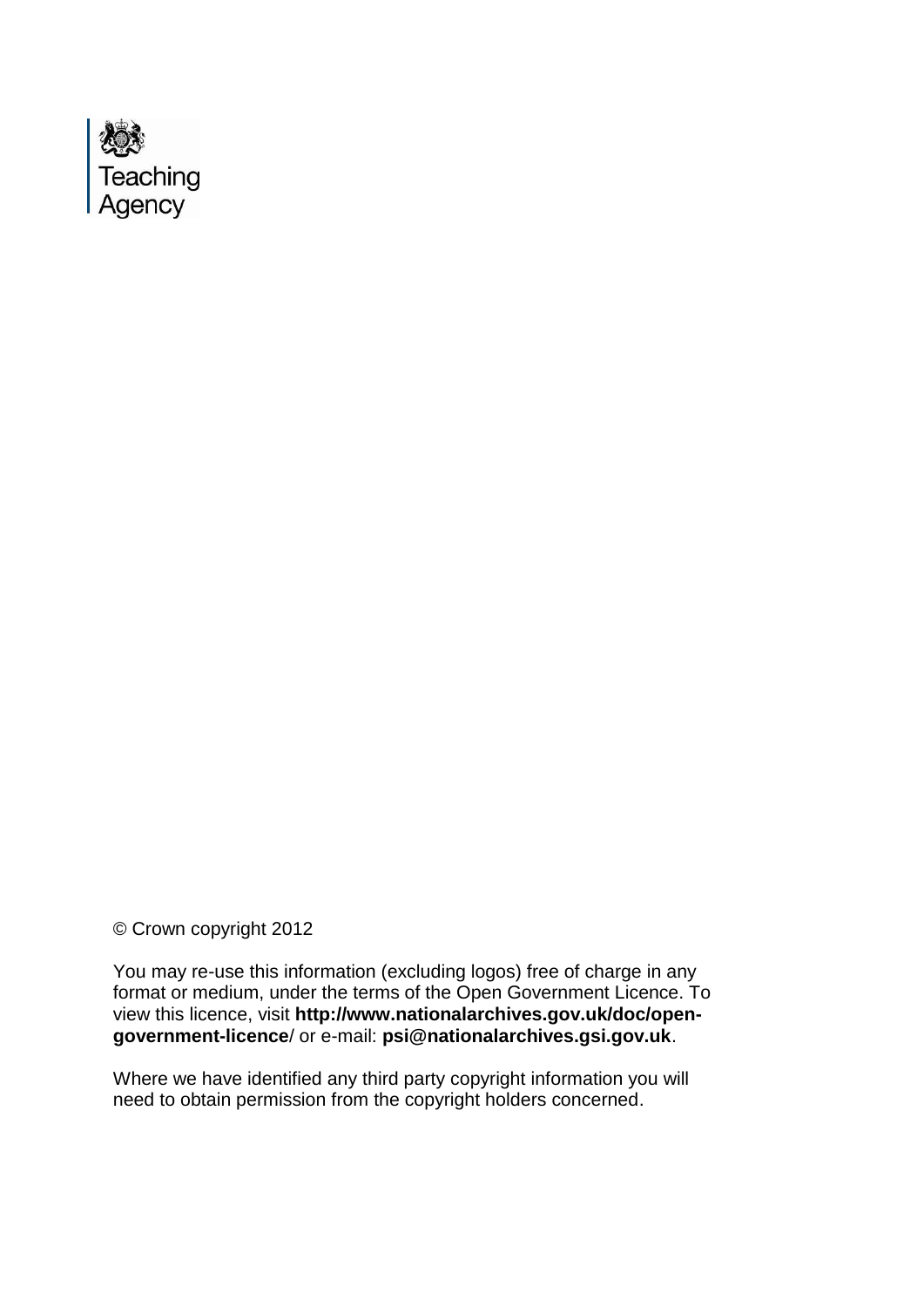Teaching Agency

© Crown copyright 2012

You may re-use this information (excluding logos) free of charge in any format or medium, under the terms of the Open Government Licence. To view this licence, visit **http://www.nationalarchives.gov.uk/doc/open-government-licence**/ or e-mail: **psi@nationalarchives.gsi.gov.uk**.

Where we have identified any third party copyright information you will need to obtain permission from the copyright holders concerned.